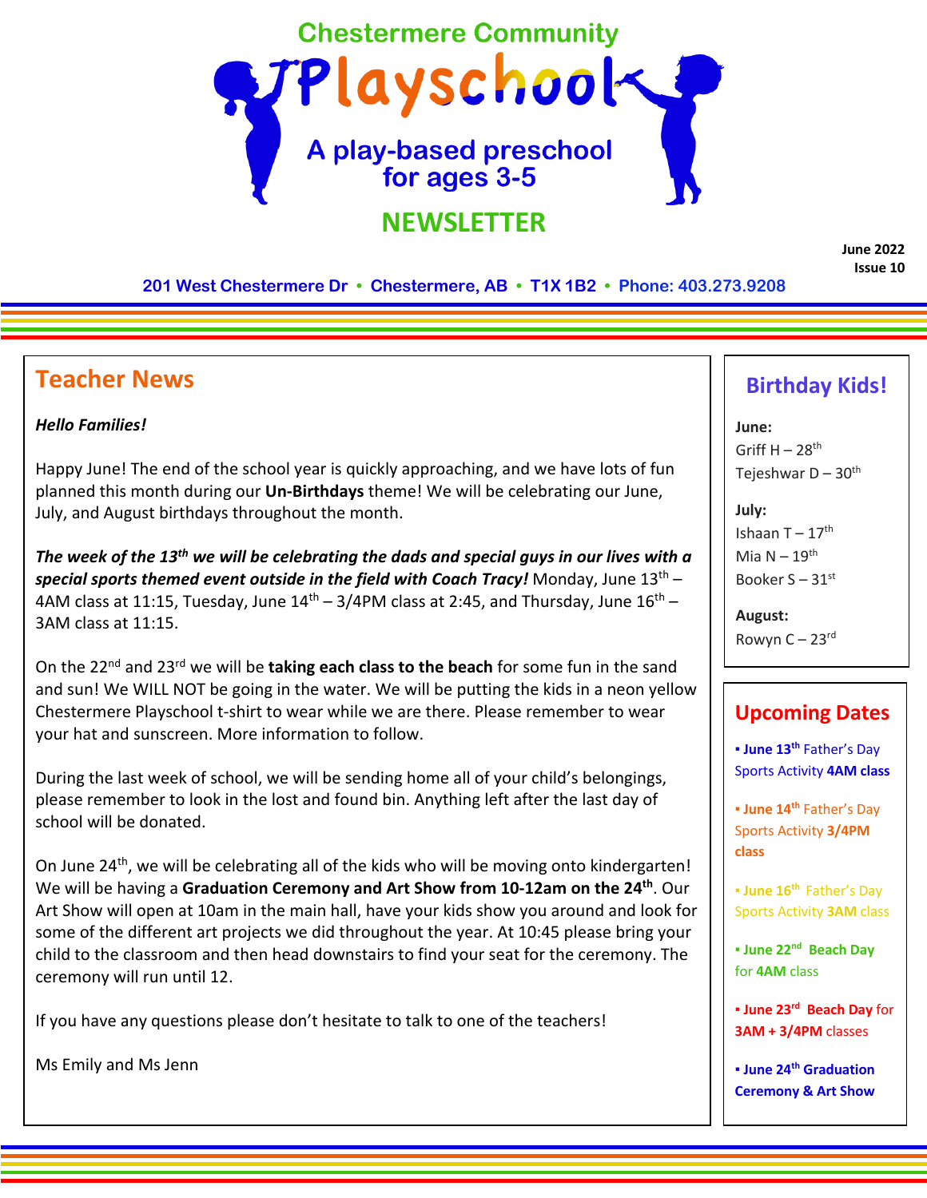# Chestermere Community Playschool

## A play-based preschool for ages 3-5

## NEWSLETTER

June 2022
Issue 10

**201 West Chestermere Dr • Chestermere, AB • T1X 1B2 • Phone: 403.273.9208**

## Teacher News

***Hello Families!***

Happy June! The end of the school year is quickly approaching, and we have lots of fun planned this month during our **Un-Birthdays** theme! We will be celebrating our June, July, and August birthdays throughout the month.

***The week of the 13th we will be celebrating the dads and special guys in our lives with a special sports themed event outside in the field with Coach Tracy!*** Monday, June 13th – 4AM class at 11:15, Tuesday, June 14th – 3/4PM class at 2:45, and Thursday, June 16th – 3AM class at 11:15.

On the 22nd and 23rd we will be **taking each class to the beach** for some fun in the sand and sun! We WILL NOT be going in the water. We will be putting the kids in a neon yellow Chestermere Playschool t-shirt to wear while we are there. Please remember to wear your hat and sunscreen. More information to follow.

During the last week of school, we will be sending home all of your child's belongings, please remember to look in the lost and found bin. Anything left after the last day of school will be donated.

On June 24th, we will be celebrating all of the kids who will be moving onto kindergarten! We will be having a **Graduation Ceremony and Art Show from 10-12am on the 24th**. Our Art Show will open at 10am in the main hall, have your kids show you around and look for some of the different art projects we did throughout the year. At 10:45 please bring your child to the classroom and then head downstairs to find your seat for the ceremony. The ceremony will run until 12.

If you have any questions please don't hesitate to talk to one of the teachers!

Ms Emily and Ms Jenn

## Birthday Kids!

**June:**
Griff H – 28th
Tejeshwar D – 30th

**July:**
Ishaan T – 17th
Mia N – 19th
Booker S – 31st

**August:**
Rowyn C – 23rd

## Upcoming Dates

- **June 13th** Father's Day Sports Activity **4AM class**
- **June 14th** Father's Day Sports Activity **3/4PM class**
- **June 16th** Father's Day Sports Activity **3AM** class
- **June 22nd Beach Day** for **4AM** class
- **June 23rd Beach Day** for **3AM + 3/4PM** classes
- **June 24th Graduation Ceremony & Art Show**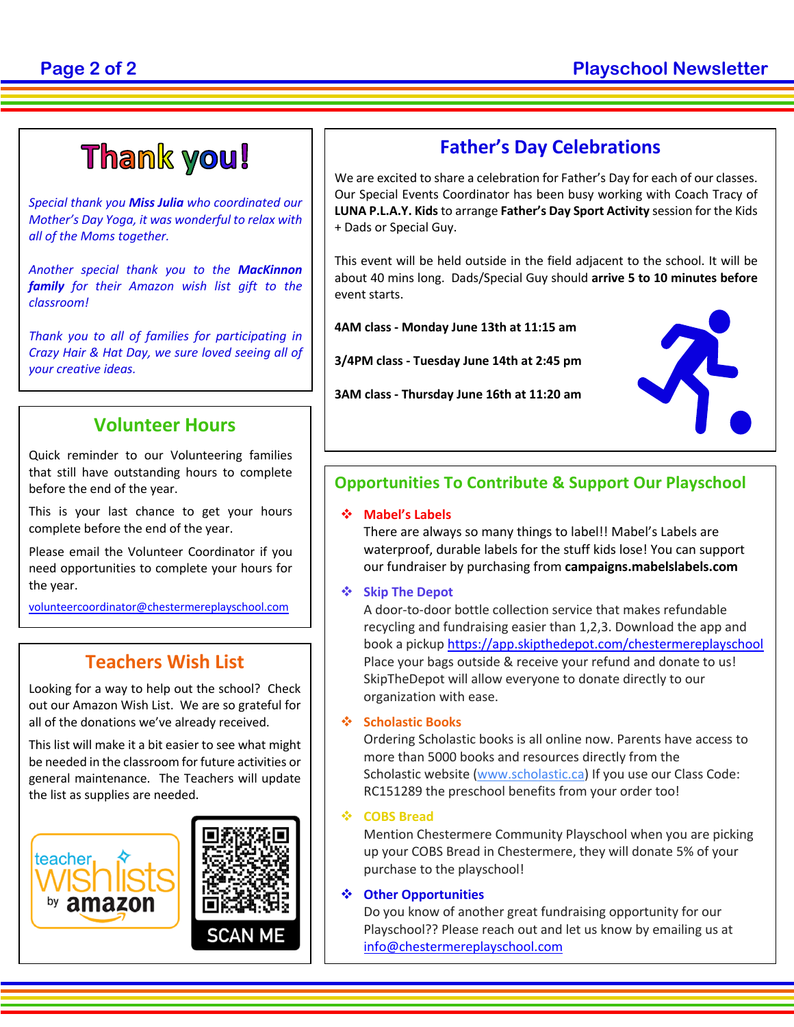## Thank you!

*Special thank you **Miss Julia** who coordinated our Mother's Day Yoga, it was wonderful to relax with all of the Moms together.*

*Another special thank you to the **MacKinnon family** for their Amazon wish list gift to the classroom!*

*Thank you to all of families for participating in Crazy Hair & Hat Day, we sure loved seeing all of your creative ideas.*

## Volunteer Hours

Quick reminder to our Volunteering families that still have outstanding hours to complete before the end of the year.

This is your last chance to get your hours complete before the end of the year.

Please email the Volunteer Coordinator if you need opportunities to complete your hours for the year.

volunteercoordinator@chestermereplayschool.com

## Teachers Wish List

Looking for a way to help out the school? Check out our Amazon Wish List. We are so grateful for all of the donations we've already received.

This list will make it a bit easier to see what might be needed in the classroom for future activities or general maintenance. The Teachers will update the list as supplies are needed.

teacher wishlists by amazon

SCAN ME

## Father's Day Celebrations

We are excited to share a celebration for Father's Day for each of our classes. Our Special Events Coordinator has been busy working with Coach Tracy of **LUNA P.L.A.Y. Kids** to arrange **Father's Day Sport Activity** session for the Kids + Dads or Special Guy.

This event will be held outside in the field adjacent to the school. It will be about 40 mins long. Dads/Special Guy should **arrive 5 to 10 minutes before** event starts.

**4AM class - Monday June 13th at 11:15 am**

**3/4PM class - Tuesday June 14th at 2:45 pm**

**3AM class - Thursday June 16th at 11:20 am**

## Opportunities To Contribute & Support Our Playschool

- **Mabel's Labels**
  There are always so many things to label!! Mabel's Labels are waterproof, durable labels for the stuff kids lose! You can support our fundraiser by purchasing from **campaigns.mabelslabels.com**

- **Skip The Depot**
  A door-to-door bottle collection service that makes refundable recycling and fundraising easier than 1,2,3. Download the app and book a pickup https://app.skipthedepot.com/chestermereplayschool Place your bags outside & receive your refund and donate to us! SkipTheDepot will allow everyone to donate directly to our organization with ease.

- **Scholastic Books**
  Ordering Scholastic books is all online now. Parents have access to more than 5000 books and resources directly from the Scholastic website (www.scholastic.ca) If you use our Class Code: RC151289 the preschool benefits from your order too!

- **COBS Bread**
  Mention Chestermere Community Playschool when you are picking up your COBS Bread in Chestermere, they will donate 5% of your purchase to the playschool!

- **Other Opportunities**
  Do you know of another great fundraising opportunity for our Playschool?? Please reach out and let us know by emailing us at info@chestermereplayschool.com